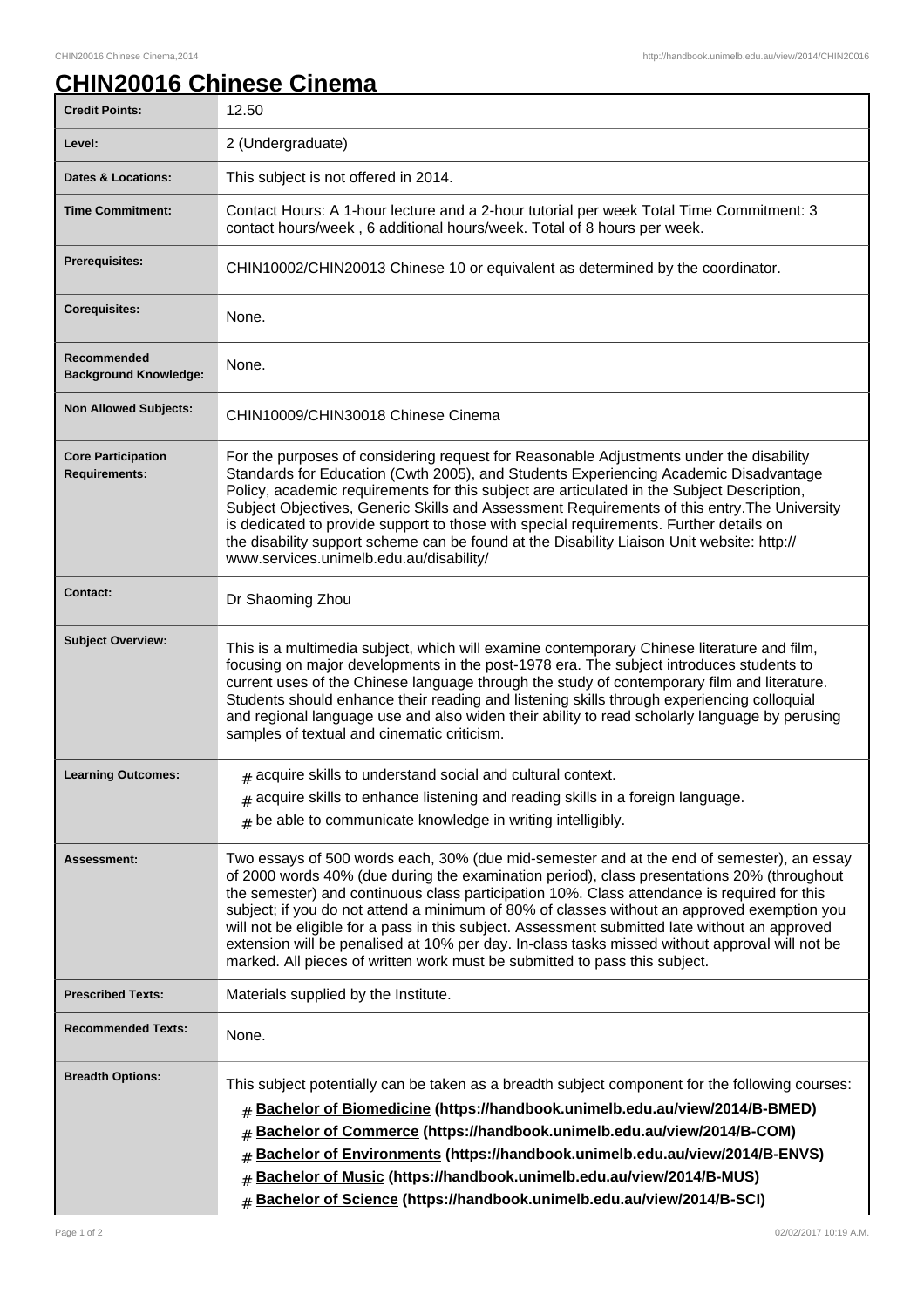# CHIN20016 Chinese Cinema

| Field | Details |
| --- | --- |
| **Credit Points:** | 12.50 |
| **Level:** | 2 (Undergraduate) |
| **Dates & Locations:** | This subject is not offered in 2014. |
| **Time Commitment:** | Contact Hours: A 1-hour lecture and a 2-hour tutorial per week Total Time Commitment: 3 contact hours/week , 6 additional hours/week. Total of 8 hours per week. |
| **Prerequisites:** | CHIN10002/CHIN20013 Chinese 10 or equivalent as determined by the coordinator. |
| **Corequisites:** | None. |
| **Recommended Background Knowledge:** | None. |
| **Non Allowed Subjects:** | CHIN10009/CHIN30018 Chinese Cinema |
| **Core Participation Requirements:** | For the purposes of considering request for Reasonable Adjustments under the disability Standards for Education (Cwth 2005), and Students Experiencing Academic Disadvantage Policy, academic requirements for this subject are articulated in the Subject Description, Subject Objectives, Generic Skills and Assessment Requirements of this entry.The University is dedicated to provide support to those with special requirements. Further details on the disability support scheme can be found at the Disability Liaison Unit website: http://www.services.unimelb.edu.au/disability/ |
| **Contact:** | Dr Shaoming Zhou |
| **Subject Overview:** | This is a multimedia subject, which will examine contemporary Chinese literature and film, focusing on major developments in the post-1978 era. The subject introduces students to current uses of the Chinese language through the study of contemporary film and literature. Students should enhance their reading and listening skills through experiencing colloquial and regional language use and also widen their ability to read scholarly language by perusing samples of textual and cinematic criticism. |
| **Learning Outcomes:** | # acquire skills to understand social and cultural context.<br># acquire skills to enhance listening and reading skills in a foreign language.<br># be able to communicate knowledge in writing intelligibly. |
| **Assessment:** | Two essays of 500 words each, 30% (due mid-semester and at the end of semester), an essay of 2000 words 40% (due during the examination period), class presentations 20% (throughout the semester) and continuous class participation 10%. Class attendance is required for this subject; if you do not attend a minimum of 80% of classes without an approved exemption you will not be eligible for a pass in this subject. Assessment submitted late without an approved extension will be penalised at 10% per day. In-class tasks missed without approval will not be marked. All pieces of written work must be submitted to pass this subject. |
| **Prescribed Texts:** | Materials supplied by the Institute. |
| **Recommended Texts:** | None. |
| **Breadth Options:** | This subject potentially can be taken as a breadth subject component for the following courses:<br># **Bachelor of Biomedicine (https://handbook.unimelb.edu.au/view/2014/B-BMED)**<br># **Bachelor of Commerce (https://handbook.unimelb.edu.au/view/2014/B-COM)**<br># **Bachelor of Environments (https://handbook.unimelb.edu.au/view/2014/B-ENVS)**<br># **Bachelor of Music (https://handbook.unimelb.edu.au/view/2014/B-MUS)**<br># **Bachelor of Science (https://handbook.unimelb.edu.au/view/2014/B-SCI)** |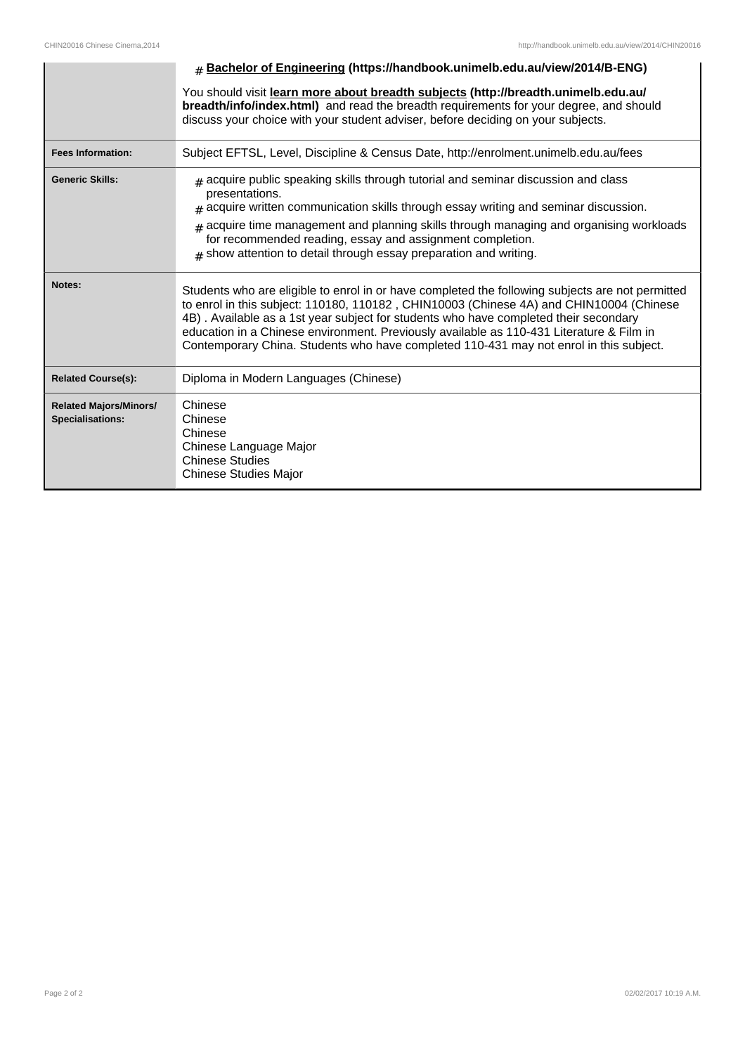| | |
|---|---|
| | # **Bachelor of Engineering (https://handbook.unimelb.edu.au/view/2014/B-ENG)**<br><br>You should visit **learn more about breadth subjects (http://breadth.unimelb.edu.au/breadth/info/index.html)** and read the breadth requirements for your degree, and should discuss your choice with your student adviser, before deciding on your subjects. |
| **Fees Information:** | Subject EFTSL, Level, Discipline & Census Date, http://enrolment.unimelb.edu.au/fees |
| **Generic Skills:** | # acquire public speaking skills through tutorial and seminar discussion and class presentations.<br># acquire written communication skills through essay writing and seminar discussion.<br># acquire time management and planning skills through managing and organising workloads for recommended reading, essay and assignment completion.<br># show attention to detail through essay preparation and writing. |
| **Notes:** | Students who are eligible to enrol in or have completed the following subjects are not permitted to enrol in this subject: 110180, 110182 , CHIN10003 (Chinese 4A) and CHIN10004 (Chinese 4B) . Available as a 1st year subject for students who have completed their secondary education in a Chinese environment. Previously available as 110-431 Literature & Film in Contemporary China. Students who have completed 110-431 may not enrol in this subject. |
| **Related Course(s):** | Diploma in Modern Languages (Chinese) |
| **Related Majors/Minors/ Specialisations:** | Chinese<br>Chinese<br>Chinese<br>Chinese Language Major<br>Chinese Studies<br>Chinese Studies Major |